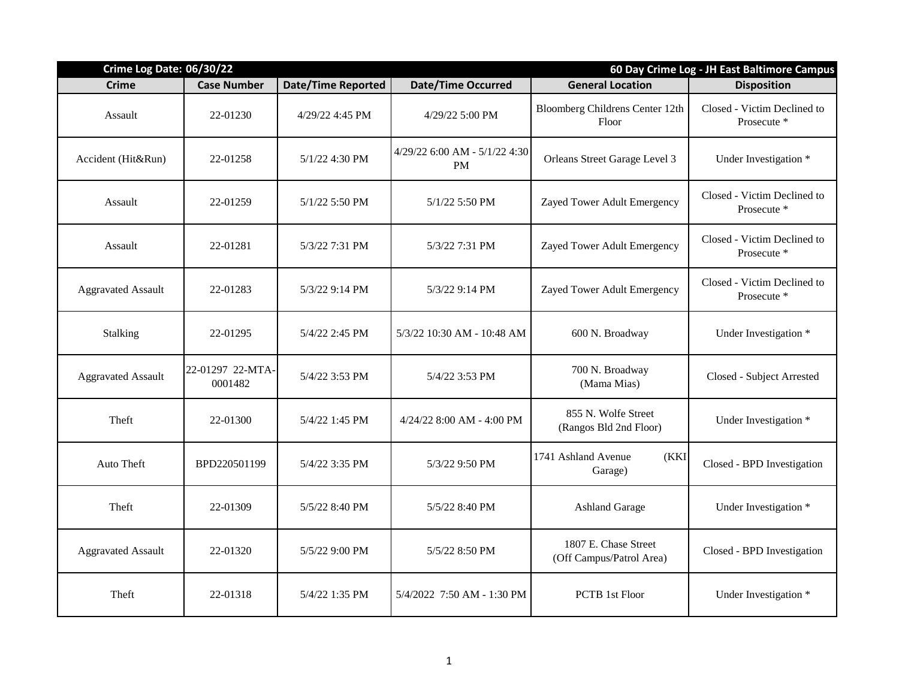| Crime Log Date: 06/30/22 | | | | | 60 Day Crime Log - JH East Baltimore Campus |
|---|---|---|---|---|---|
| **Crime** | **Case Number** | **Date/Time Reported** | **Date/Time Occurred** | **General Location** | **Disposition** |
| Assault | 22-01230 | 4/29/22 4:45 PM | 4/29/22 5:00 PM | Bloomberg Childrens Center 12th Floor | Closed - Victim Declined to Prosecute * |
| Accident (Hit&Run) | 22-01258 | 5/1/22 4:30 PM | 4/29/22 6:00 AM - 5/1/22 4:30 PM | Orleans Street Garage Level 3 | Under Investigation * |
| Assault | 22-01259 | 5/1/22 5:50 PM | 5/1/22 5:50 PM | Zayed Tower Adult Emergency | Closed - Victim Declined to Prosecute * |
| Assault | 22-01281 | 5/3/22 7:31 PM | 5/3/22 7:31 PM | Zayed Tower Adult Emergency | Closed - Victim Declined to Prosecute * |
| Aggravated Assault | 22-01283 | 5/3/22 9:14 PM | 5/3/22 9:14 PM | Zayed Tower Adult Emergency | Closed - Victim Declined to Prosecute * |
| Stalking | 22-01295 | 5/4/22 2:45 PM | 5/3/22 10:30 AM - 10:48 AM | 600 N. Broadway | Under Investigation * |
| Aggravated Assault | 22-01297 22-MTA-0001482 | 5/4/22 3:53 PM | 5/4/22 3:53 PM | 700 N. Broadway (Mama Mias) | Closed - Subject Arrested |
| Theft | 22-01300 | 5/4/22 1:45 PM | 4/24/22 8:00 AM - 4:00 PM | 855 N. Wolfe Street (Rangos Bld 2nd Floor) | Under Investigation * |
| Auto Theft | BPD220501199 | 5/4/22 3:35 PM | 5/3/22 9:50 PM | 1741 Ashland Avenue (KKI Garage) | Closed - BPD Investigation |
| Theft | 22-01309 | 5/5/22 8:40 PM | 5/5/22 8:40 PM | Ashland Garage | Under Investigation * |
| Aggravated Assault | 22-01320 | 5/5/22 9:00 PM | 5/5/22 8:50 PM | 1807 E. Chase Street (Off Campus/Patrol Area) | Closed - BPD Investigation |
| Theft | 22-01318 | 5/4/22 1:35 PM | 5/4/2022 7:50 AM - 1:30 PM | PCTB 1st Floor | Under Investigation * |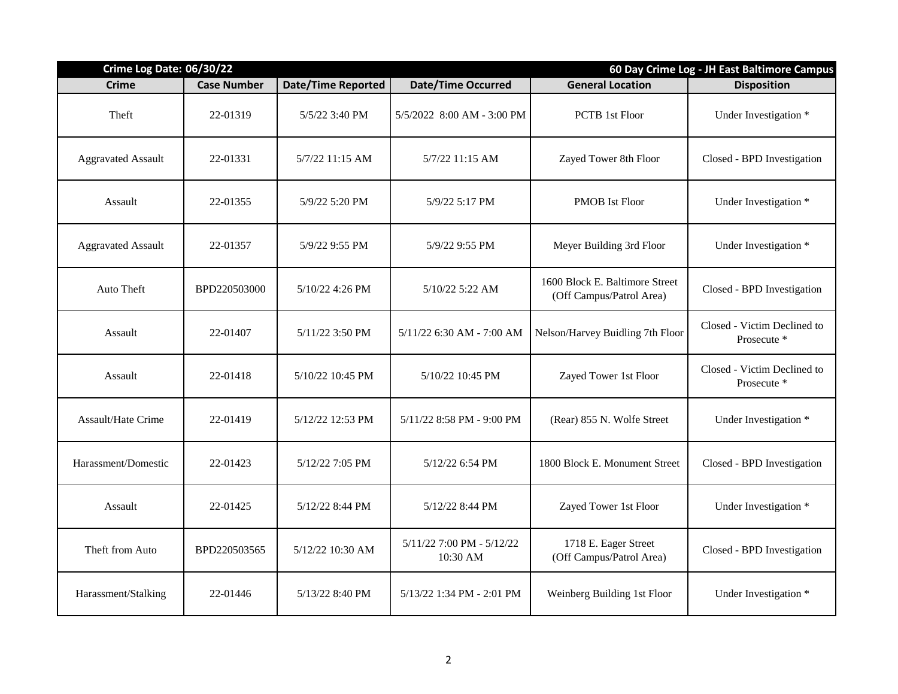| Crime Log Date: 06/30/22 | | | | 60 Day Crime Log - JH East Baltimore Campus | |
|---|---|---|---|---|---|
| **Crime** | **Case Number** | **Date/Time Reported** | **Date/Time Occurred** | **General Location** | **Disposition** |
| Theft | 22-01319 | 5/5/22 3:40 PM | 5/5/2022 8:00 AM - 3:00 PM | PCTB 1st Floor | Under Investigation * |
| Aggravated Assault | 22-01331 | 5/7/22 11:15 AM | 5/7/22 11:15 AM | Zayed Tower 8th Floor | Closed - BPD Investigation |
| Assault | 22-01355 | 5/9/22 5:20 PM | 5/9/22 5:17 PM | PMOB Ist Floor | Under Investigation * |
| Aggravated Assault | 22-01357 | 5/9/22 9:55 PM | 5/9/22 9:55 PM | Meyer Building 3rd Floor | Under Investigation * |
| Auto Theft | BPD220503000 | 5/10/22 4:26 PM | 5/10/22 5:22 AM | 1600 Block E. Baltimore Street (Off Campus/Patrol Area) | Closed - BPD Investigation |
| Assault | 22-01407 | 5/11/22 3:50 PM | 5/11/22 6:30 AM - 7:00 AM | Nelson/Harvey Buidling 7th Floor | Closed - Victim Declined to Prosecute * |
| Assault | 22-01418 | 5/10/22 10:45 PM | 5/10/22 10:45 PM | Zayed Tower 1st Floor | Closed - Victim Declined to Prosecute * |
| Assault/Hate Crime | 22-01419 | 5/12/22 12:53 PM | 5/11/22 8:58 PM - 9:00 PM | (Rear) 855 N. Wolfe Street | Under Investigation * |
| Harassment/Domestic | 22-01423 | 5/12/22 7:05 PM | 5/12/22 6:54 PM | 1800 Block E. Monument Street | Closed - BPD Investigation |
| Assault | 22-01425 | 5/12/22 8:44 PM | 5/12/22 8:44 PM | Zayed Tower 1st Floor | Under Investigation * |
| Theft from Auto | BPD220503565 | 5/12/22 10:30 AM | 5/11/22 7:00 PM - 5/12/22 10:30 AM | 1718 E. Eager Street (Off Campus/Patrol Area) | Closed - BPD Investigation |
| Harassment/Stalking | 22-01446 | 5/13/22 8:40 PM | 5/13/22 1:34 PM - 2:01 PM | Weinberg Building 1st Floor | Under Investigation * |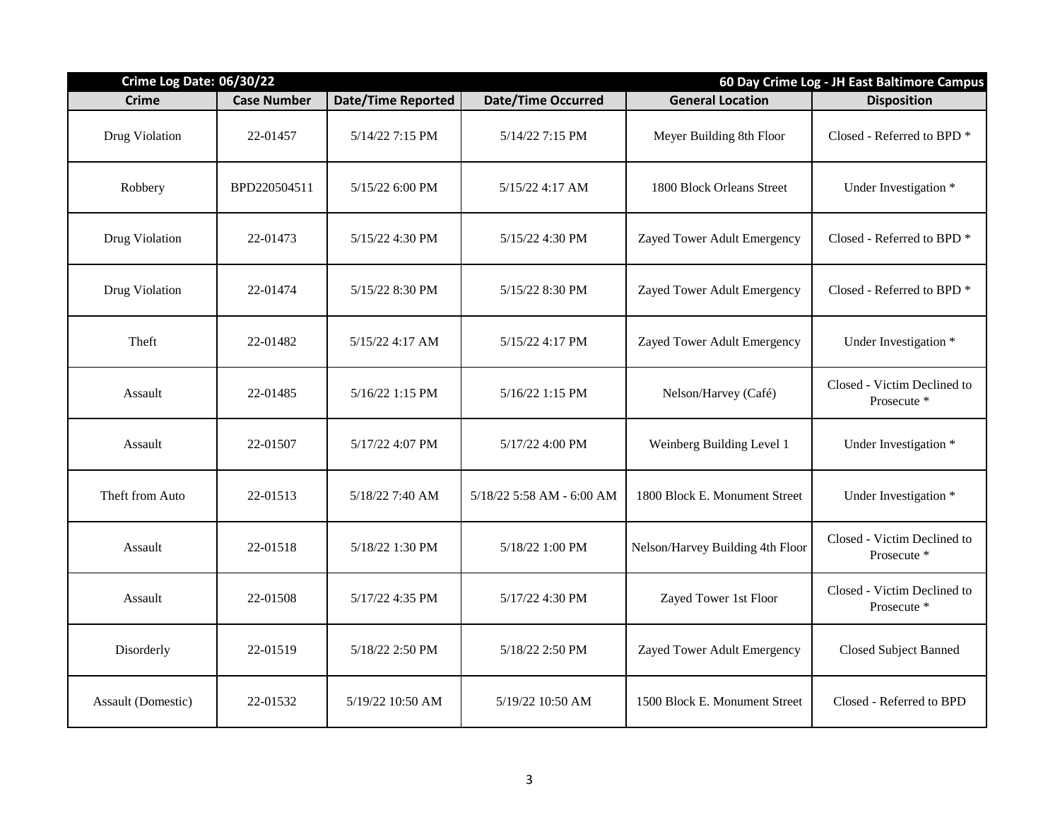| Crime Log Date: 06/30/22 | | | | | 60 Day Crime Log - JH East Baltimore Campus |
|---|---|---|---|---|---|
| **Crime** | **Case Number** | **Date/Time Reported** | **Date/Time Occurred** | **General Location** | **Disposition** |
| Drug Violation | 22-01457 | 5/14/22 7:15 PM | 5/14/22 7:15 PM | Meyer Building 8th Floor | Closed - Referred to BPD * |
| Robbery | BPD220504511 | 5/15/22 6:00 PM | 5/15/22 4:17 AM | 1800 Block Orleans Street | Under Investigation * |
| Drug Violation | 22-01473 | 5/15/22 4:30 PM | 5/15/22 4:30 PM | Zayed Tower Adult Emergency | Closed - Referred to BPD * |
| Drug Violation | 22-01474 | 5/15/22 8:30 PM | 5/15/22 8:30 PM | Zayed Tower Adult Emergency | Closed - Referred to BPD * |
| Theft | 22-01482 | 5/15/22 4:17 AM | 5/15/22 4:17 PM | Zayed Tower Adult Emergency | Under Investigation * |
| Assault | 22-01485 | 5/16/22 1:15 PM | 5/16/22 1:15 PM | Nelson/Harvey (Café) | Closed - Victim Declined to Prosecute * |
| Assault | 22-01507 | 5/17/22 4:07 PM | 5/17/22 4:00 PM | Weinberg Building Level 1 | Under Investigation * |
| Theft from Auto | 22-01513 | 5/18/22 7:40 AM | 5/18/22 5:58 AM - 6:00 AM | 1800 Block E. Monument Street | Under Investigation * |
| Assault | 22-01518 | 5/18/22 1:30 PM | 5/18/22 1:00 PM | Nelson/Harvey Building 4th Floor | Closed - Victim Declined to Prosecute * |
| Assault | 22-01508 | 5/17/22 4:35 PM | 5/17/22 4:30 PM | Zayed Tower 1st Floor | Closed - Victim Declined to Prosecute * |
| Disorderly | 22-01519 | 5/18/22 2:50 PM | 5/18/22 2:50 PM | Zayed Tower Adult Emergency | Closed Subject Banned |
| Assault (Domestic) | 22-01532 | 5/19/22 10:50 AM | 5/19/22 10:50 AM | 1500 Block E. Monument Street | Closed - Referred to BPD |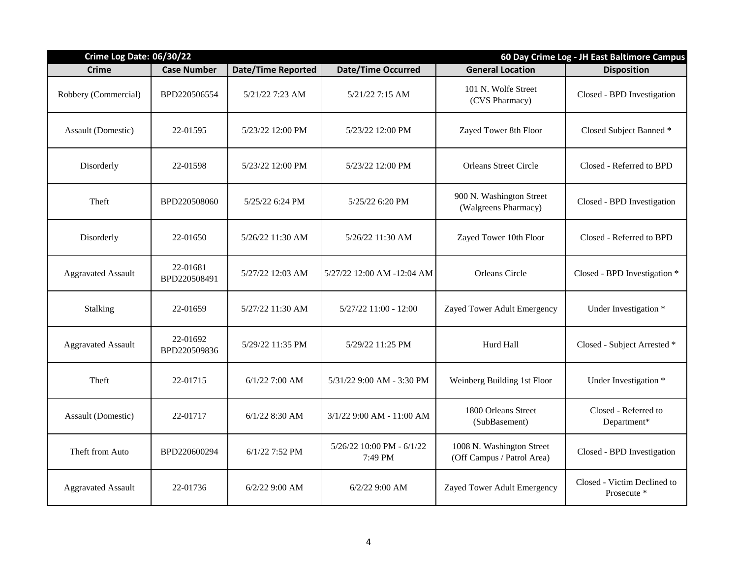| Crime Log Date: 06/30/22 | | | | | 60 Day Crime Log - JH East Baltimore Campus |
|---|---|---|---|---|---|
| Crime | Case Number | Date/Time Reported | Date/Time Occurred | General Location | Disposition |
| Robbery (Commercial) | BPD220506554 | 5/21/22 7:23 AM | 5/21/22 7:15 AM | 101 N. Wolfe Street (CVS Pharmacy) | Closed - BPD Investigation |
| Assault (Domestic) | 22-01595 | 5/23/22 12:00 PM | 5/23/22 12:00 PM | Zayed Tower 8th Floor | Closed Subject Banned * |
| Disorderly | 22-01598 | 5/23/22 12:00 PM | 5/23/22 12:00 PM | Orleans Street Circle | Closed - Referred to BPD |
| Theft | BPD220508060 | 5/25/22 6:24 PM | 5/25/22 6:20 PM | 900 N. Washington Street (Walgreens Pharmacy) | Closed - BPD Investigation |
| Disorderly | 22-01650 | 5/26/22 11:30 AM | 5/26/22 11:30 AM | Zayed Tower 10th Floor | Closed - Referred to BPD |
| Aggravated Assault | 22-01681 BPD220508491 | 5/27/22 12:03 AM | 5/27/22 12:00 AM -12:04 AM | Orleans Circle | Closed - BPD Investigation * |
| Stalking | 22-01659 | 5/27/22 11:30 AM | 5/27/22 11:00 - 12:00 | Zayed Tower Adult Emergency | Under Investigation * |
| Aggravated Assault | 22-01692 BPD220509836 | 5/29/22 11:35 PM | 5/29/22 11:25 PM | Hurd Hall | Closed - Subject Arrested * |
| Theft | 22-01715 | 6/1/22 7:00 AM | 5/31/22 9:00 AM - 3:30 PM | Weinberg Building 1st Floor | Under Investigation * |
| Assault (Domestic) | 22-01717 | 6/1/22 8:30 AM | 3/1/22 9:00 AM - 11:00 AM | 1800 Orleans Street (SubBasement) | Closed - Referred to Department* |
| Theft from Auto | BPD220600294 | 6/1/22 7:52 PM | 5/26/22 10:00 PM - 6/1/22 7:49 PM | 1008 N. Washington Street (Off Campus / Patrol Area) | Closed - BPD Investigation |
| Aggravated Assault | 22-01736 | 6/2/22 9:00 AM | 6/2/22 9:00 AM | Zayed Tower Adult Emergency | Closed - Victim Declined to Prosecute * |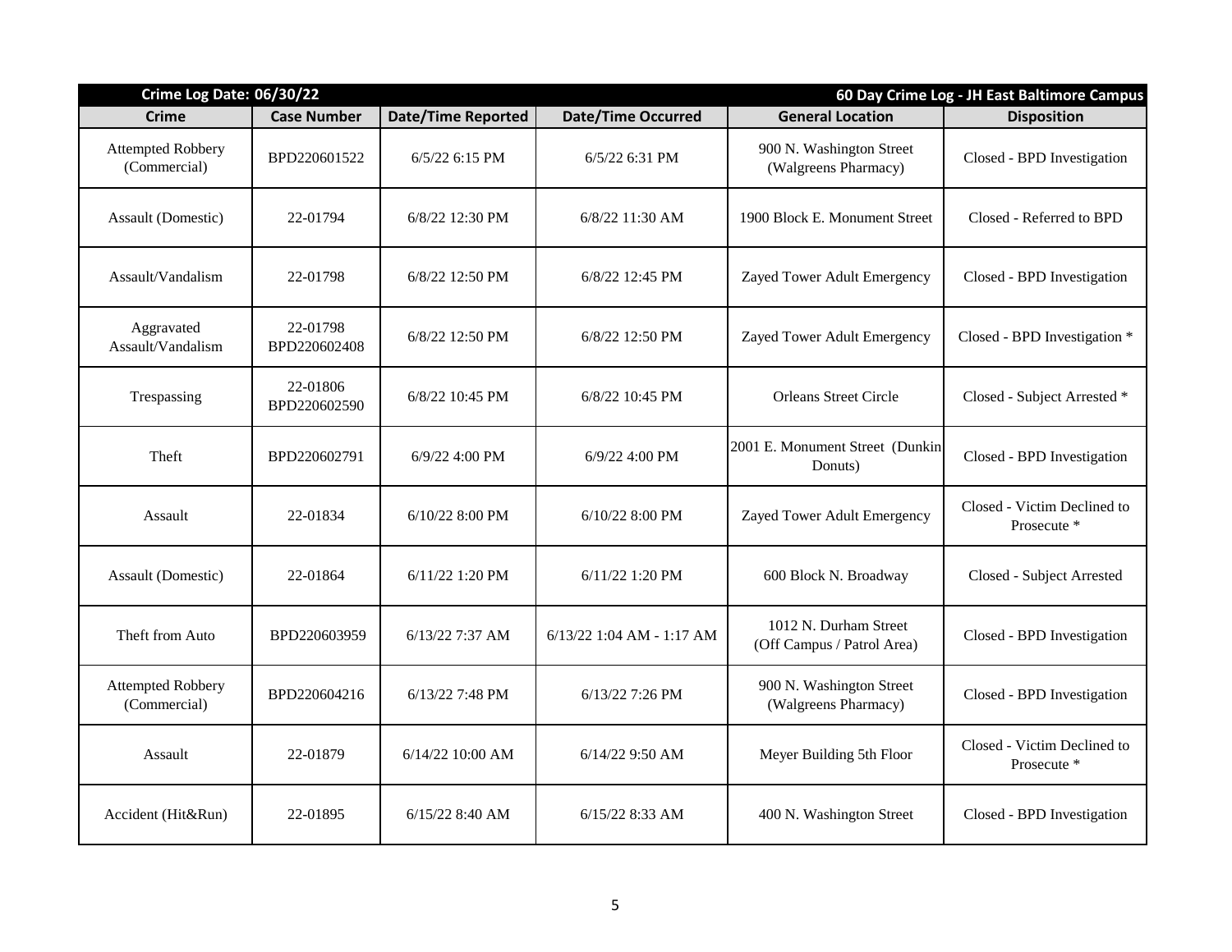| Crime Log Date: 06/30/22 | | | | | 60 Day Crime Log - JH East Baltimore Campus |
|---|---|---|---|---|---|
| **Crime** | **Case Number** | **Date/Time Reported** | **Date/Time Occurred** | **General Location** | **Disposition** |
| Attempted Robbery (Commercial) | BPD220601522 | 6/5/22 6:15 PM | 6/5/22 6:31 PM | 900 N. Washington Street (Walgreens Pharmacy) | Closed - BPD Investigation |
| Assault (Domestic) | 22-01794 | 6/8/22 12:30 PM | 6/8/22 11:30 AM | 1900 Block E. Monument Street | Closed - Referred to BPD |
| Assault/Vandalism | 22-01798 | 6/8/22 12:50 PM | 6/8/22 12:45 PM | Zayed Tower Adult Emergency | Closed - BPD Investigation |
| Aggravated Assault/Vandalism | 22-01798 BPD220602408 | 6/8/22 12:50 PM | 6/8/22 12:50 PM | Zayed Tower Adult Emergency | Closed - BPD Investigation * |
| Trespassing | 22-01806 BPD220602590 | 6/8/22 10:45 PM | 6/8/22 10:45 PM | Orleans Street Circle | Closed - Subject Arrested * |
| Theft | BPD220602791 | 6/9/22 4:00 PM | 6/9/22 4:00 PM | 2001 E. Monument Street (Dunkin Donuts) | Closed - BPD Investigation |
| Assault | 22-01834 | 6/10/22 8:00 PM | 6/10/22 8:00 PM | Zayed Tower Adult Emergency | Closed - Victim Declined to Prosecute * |
| Assault (Domestic) | 22-01864 | 6/11/22 1:20 PM | 6/11/22 1:20 PM | 600 Block N. Broadway | Closed - Subject Arrested |
| Theft from Auto | BPD220603959 | 6/13/22 7:37 AM | 6/13/22 1:04 AM - 1:17 AM | 1012 N. Durham Street (Off Campus / Patrol Area) | Closed - BPD Investigation |
| Attempted Robbery (Commercial) | BPD220604216 | 6/13/22 7:48 PM | 6/13/22 7:26 PM | 900 N. Washington Street (Walgreens Pharmacy) | Closed - BPD Investigation |
| Assault | 22-01879 | 6/14/22 10:00 AM | 6/14/22 9:50 AM | Meyer Building 5th Floor | Closed - Victim Declined to Prosecute * |
| Accident (Hit&Run) | 22-01895 | 6/15/22 8:40 AM | 6/15/22 8:33 AM | 400 N. Washington Street | Closed - BPD Investigation |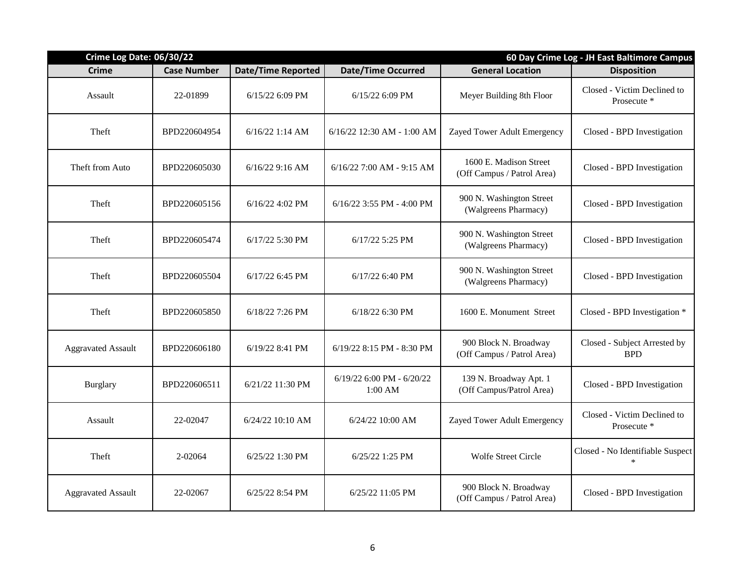| Crime Log Date: 06/30/22 | | | | | 60 Day Crime Log - JH East Baltimore Campus |
|---|---|---|---|---|---|
| **Crime** | **Case Number** | **Date/Time Reported** | **Date/Time Occurred** | **General Location** | **Disposition** |
| Assault | 22-01899 | 6/15/22 6:09 PM | 6/15/22 6:09 PM | Meyer Building 8th Floor | Closed - Victim Declined to Prosecute * |
| Theft | BPD220604954 | 6/16/22 1:14 AM | 6/16/22 12:30 AM - 1:00 AM | Zayed Tower Adult Emergency | Closed - BPD Investigation |
| Theft from Auto | BPD220605030 | 6/16/22 9:16 AM | 6/16/22 7:00 AM - 9:15 AM | 1600 E. Madison Street (Off Campus / Patrol Area) | Closed - BPD Investigation |
| Theft | BPD220605156 | 6/16/22 4:02 PM | 6/16/22 3:55 PM - 4:00 PM | 900 N. Washington Street (Walgreens Pharmacy) | Closed - BPD Investigation |
| Theft | BPD220605474 | 6/17/22 5:30 PM | 6/17/22 5:25 PM | 900 N. Washington Street (Walgreens Pharmacy) | Closed - BPD Investigation |
| Theft | BPD220605504 | 6/17/22 6:45 PM | 6/17/22 6:40 PM | 900 N. Washington Street (Walgreens Pharmacy) | Closed - BPD Investigation |
| Theft | BPD220605850 | 6/18/22 7:26 PM | 6/18/22 6:30 PM | 1600 E. Monument Street | Closed - BPD Investigation * |
| Aggravated Assault | BPD220606180 | 6/19/22 8:41 PM | 6/19/22 8:15 PM - 8:30 PM | 900 Block N. Broadway (Off Campus / Patrol Area) | Closed - Subject Arrested by BPD |
| Burglary | BPD220606511 | 6/21/22 11:30 PM | 6/19/22 6:00 PM - 6/20/22 1:00 AM | 139 N. Broadway Apt. 1 (Off Campus/Patrol Area) | Closed - BPD Investigation |
| Assault | 22-02047 | 6/24/22 10:10 AM | 6/24/22 10:00 AM | Zayed Tower Adult Emergency | Closed - Victim Declined to Prosecute * |
| Theft | 2-02064 | 6/25/22 1:30 PM | 6/25/22 1:25 PM | Wolfe Street Circle | Closed - No Identifiable Suspect * |
| Aggravated Assault | 22-02067 | 6/25/22 8:54 PM | 6/25/22 11:05 PM | 900 Block N. Broadway (Off Campus / Patrol Area) | Closed - BPD Investigation |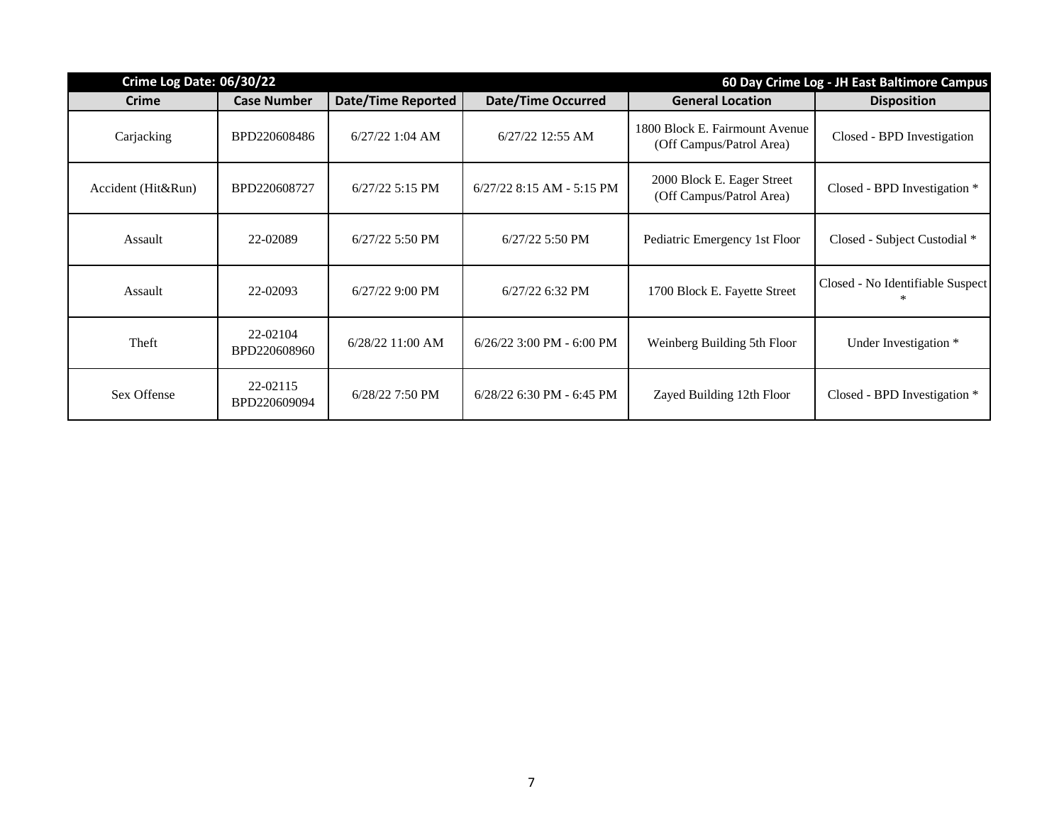| Crime Log Date: 06/30/22 | | | | 60 Day Crime Log - JH East Baltimore Campus | |
|---|---|---|---|---|---|
| **Crime** | **Case Number** | **Date/Time Reported** | **Date/Time Occurred** | **General Location** | **Disposition** |
| Carjacking | BPD220608486 | 6/27/22 1:04 AM | 6/27/22 12:55 AM | 1800 Block E. Fairmount Avenue (Off Campus/Patrol Area) | Closed - BPD Investigation |
| Accident (Hit&Run) | BPD220608727 | 6/27/22 5:15 PM | 6/27/22 8:15 AM - 5:15 PM | 2000 Block E. Eager Street (Off Campus/Patrol Area) | Closed - BPD Investigation * |
| Assault | 22-02089 | 6/27/22 5:50 PM | 6/27/22 5:50 PM | Pediatric Emergency 1st Floor | Closed - Subject Custodial * |
| Assault | 22-02093 | 6/27/22 9:00 PM | 6/27/22 6:32 PM | 1700 Block E. Fayette Street | Closed - No Identifiable Suspect * |
| Theft | 22-02104 BPD220608960 | 6/28/22 11:00 AM | 6/26/22 3:00 PM - 6:00 PM | Weinberg Building 5th Floor | Under Investigation * |
| Sex Offense | 22-02115 BPD220609094 | 6/28/22 7:50 PM | 6/28/22 6:30 PM - 6:45 PM | Zayed Building 12th Floor | Closed - BPD Investigation * |